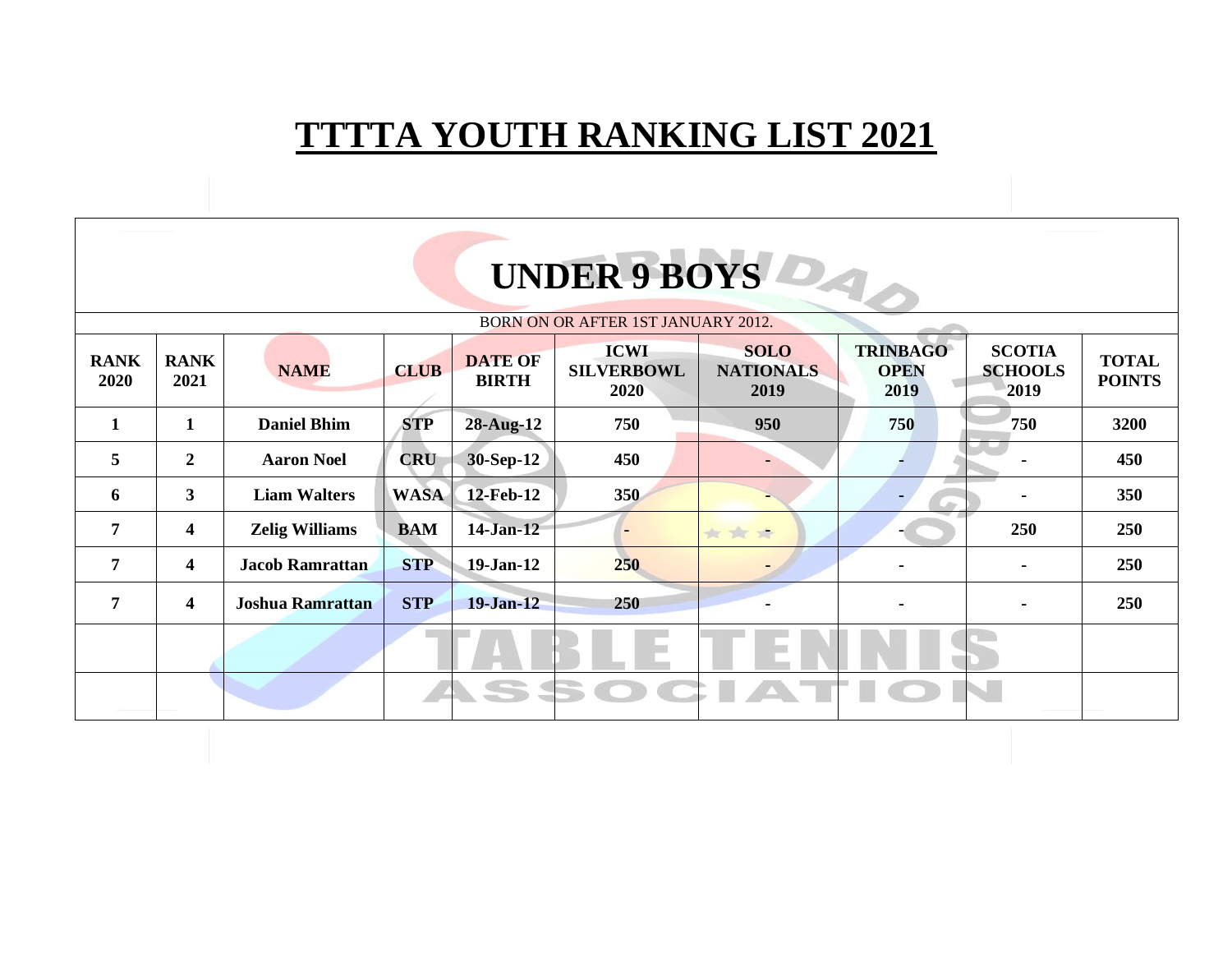# TTTTA YOUTH RANKING LIST 2021

## UNDER 9 BOYS

BORN ON OR AFTER 1ST JANUARY 2012.

| RANK 2020 | RANK 2021 | NAME | CLUB | DATE OF BIRTH | ICWI SILVERBOWL 2020 | SOLO NATIONALS 2019 | TRINBAGO OPEN 2019 | SCOTIA SCHOOLS 2019 | TOTAL POINTS |
|---|---|---|---|---|---|---|---|---|---|
| 1 | 1 | Daniel Bhim | STP | 28-Aug-12 | 750 | 950 | 750 | 750 | 3200 |
| 5 | 2 | Aaron Noel | CRU | 30-Sep-12 | 450 | - | - | - | 450 |
| 6 | 3 | Liam Walters | WASA | 12-Feb-12 | 350 | - | - | - | 350 |
| 7 | 4 | Zelig Williams | BAM | 14-Jan-12 | - | - | - | 250 | 250 |
| 7 | 4 | Jacob Ramrattan | STP | 19-Jan-12 | 250 | - | - | - | 250 |
| 7 | 4 | Joshua Ramrattan | STP | 19-Jan-12 | 250 | - | - | - | 250 |
| | | | | | | | | | |
| | | | | | | | | | |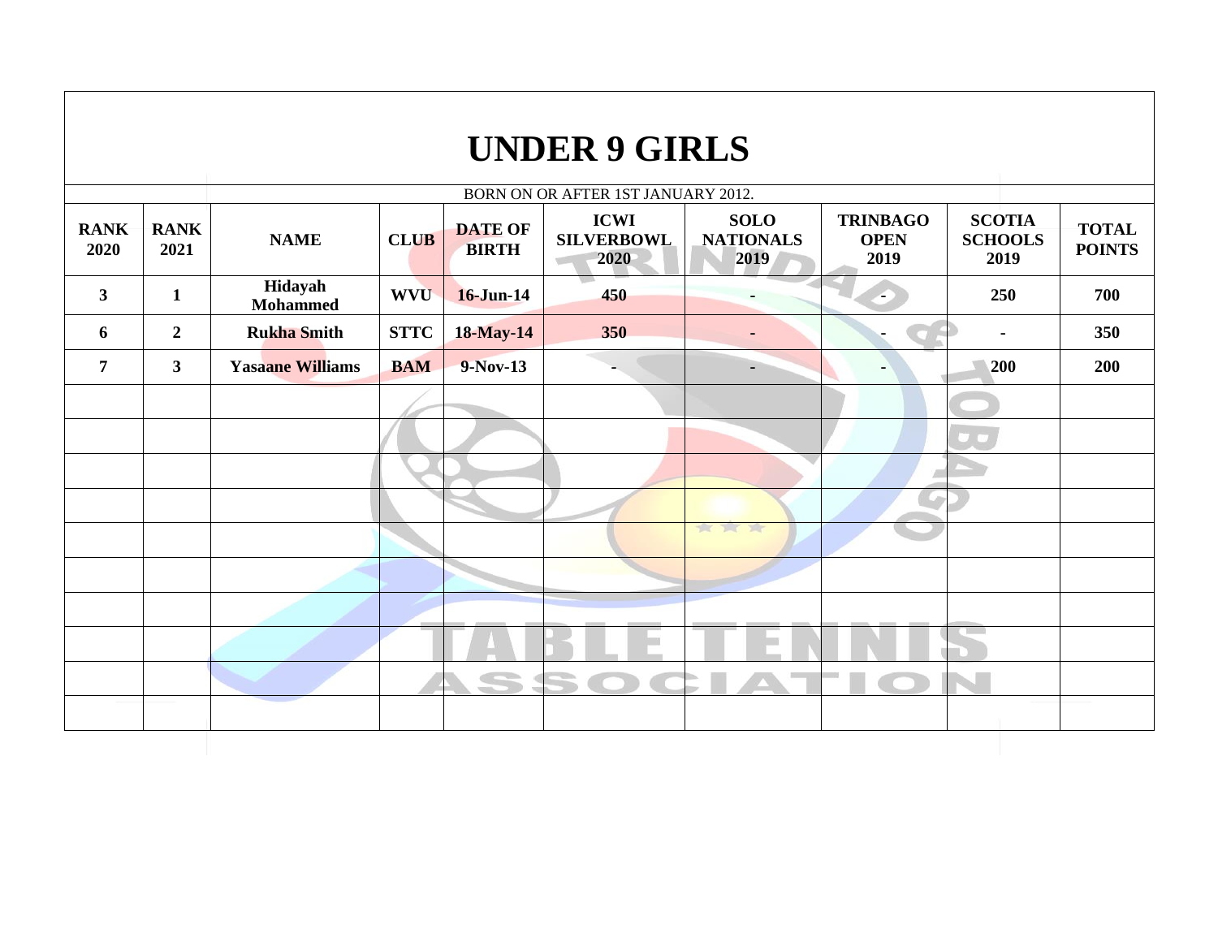# UNDER 9 GIRLS

BORN ON OR AFTER 1ST JANUARY 2012.

| RANK 2020 | RANK 2021 | NAME | CLUB | DATE OF BIRTH | ICWI SILVERBOWL 2020 | SOLO NATIONALS 2019 | TRINBAGO OPEN 2019 | SCOTIA SCHOOLS 2019 | TOTAL POINTS |
|---|---|---|---|---|---|---|---|---|---|
| 3 | 1 | Hidayah Mohammed | WVU | 16-Jun-14 | 450 | - | - | 250 | 700 |
| 6 | 2 | Rukha Smith | STTC | 18-May-14 | 350 | - | - | - | 350 |
| 7 | 3 | Yasaane Williams | BAM | 9-Nov-13 | - | - | - | 200 | 200 |
| | | | | | | | | | |
| | | | | | | | | | |
| | | | | | | | | | |
| | | | | | | | | | |
| | | | | | | | | | |
| | | | | | | | | | |
| | | | | | | | | | |
| | | | | | | | | | |
| | | | | | | | | | |
| | | | | | | | | | |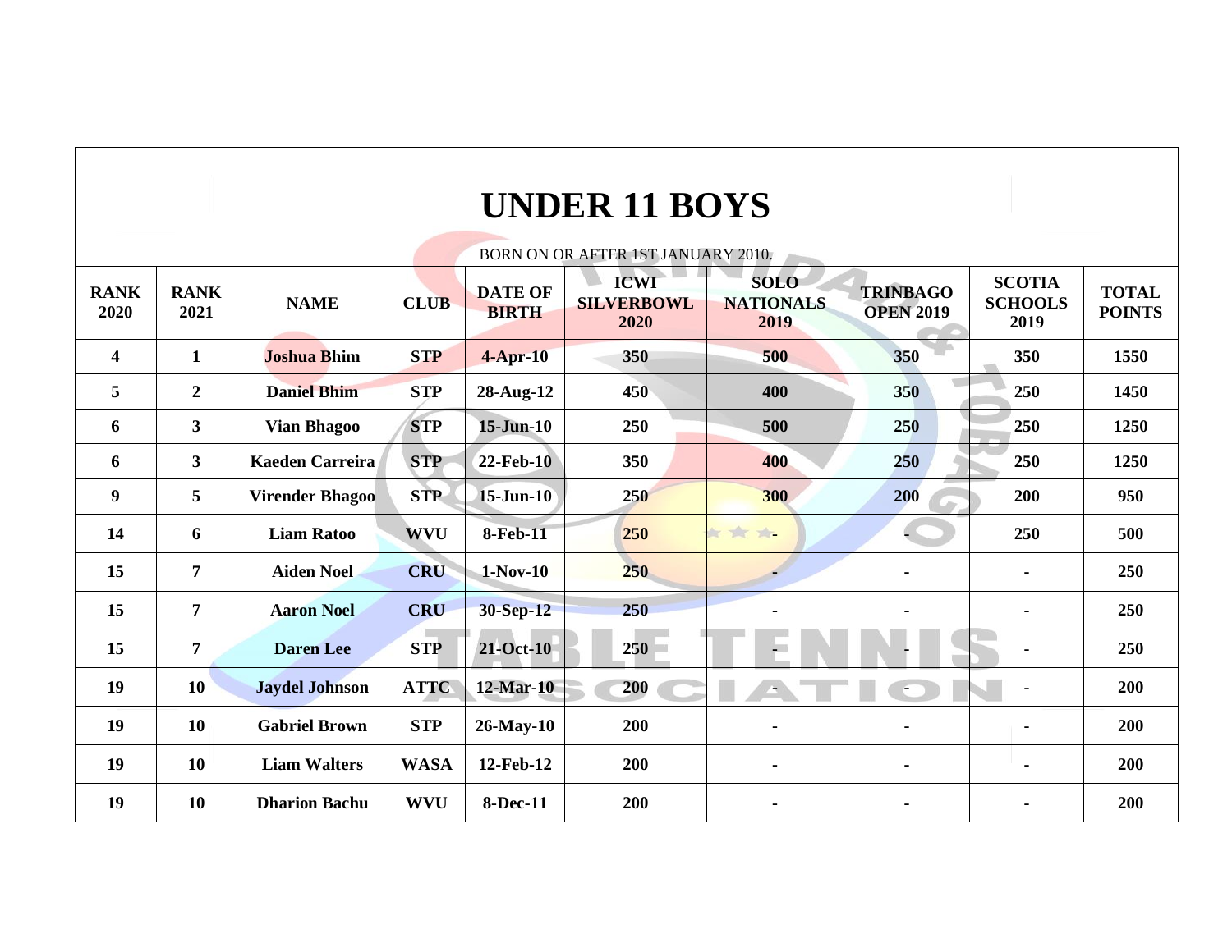# UNDER 11 BOYS

BORN ON OR AFTER 1ST JANUARY 2010.

| RANK 2020 | RANK 2021 | NAME | CLUB | DATE OF BIRTH | ICWI SILVERBOWL 2020 | SOLO NATIONALS 2019 | TRINBAGO OPEN 2019 | SCOTIA SCHOOLS 2019 | TOTAL POINTS |
|---|---|---|---|---|---|---|---|---|---|
| 4 | 1 | Joshua Bhim | STP | 4-Apr-10 | 350 | 500 | 350 | 350 | 1550 |
| 5 | 2 | Daniel Bhim | STP | 28-Aug-12 | 450 | 400 | 350 | 250 | 1450 |
| 6 | 3 | Vian Bhagoo | STP | 15-Jun-10 | 250 | 500 | 250 | 250 | 1250 |
| 6 | 3 | Kaeden Carreira | STP | 22-Feb-10 | 350 | 400 | 250 | 250 | 1250 |
| 9 | 5 | Virender Bhagoo | STP | 15-Jun-10 | 250 | 300 | 200 | 200 | 950 |
| 14 | 6 | Liam Ratoo | WVU | 8-Feb-11 | 250 | - | - | 250 | 500 |
| 15 | 7 | Aiden Noel | CRU | 1-Nov-10 | 250 | - | - | - | 250 |
| 15 | 7 | Aaron Noel | CRU | 30-Sep-12 | 250 | - | - | - | 250 |
| 15 | 7 | Daren Lee | STP | 21-Oct-10 | 250 | - | - | - | 250 |
| 19 | 10 | Jaydel Johnson | ATTC | 12-Mar-10 | 200 | - | - | - | 200 |
| 19 | 10 | Gabriel Brown | STP | 26-May-10 | 200 | - | - | - | 200 |
| 19 | 10 | Liam Walters | WASA | 12-Feb-12 | 200 | - | - | - | 200 |
| 19 | 10 | Dharion Bachu | WVU | 8-Dec-11 | 200 | - | - | - | 200 |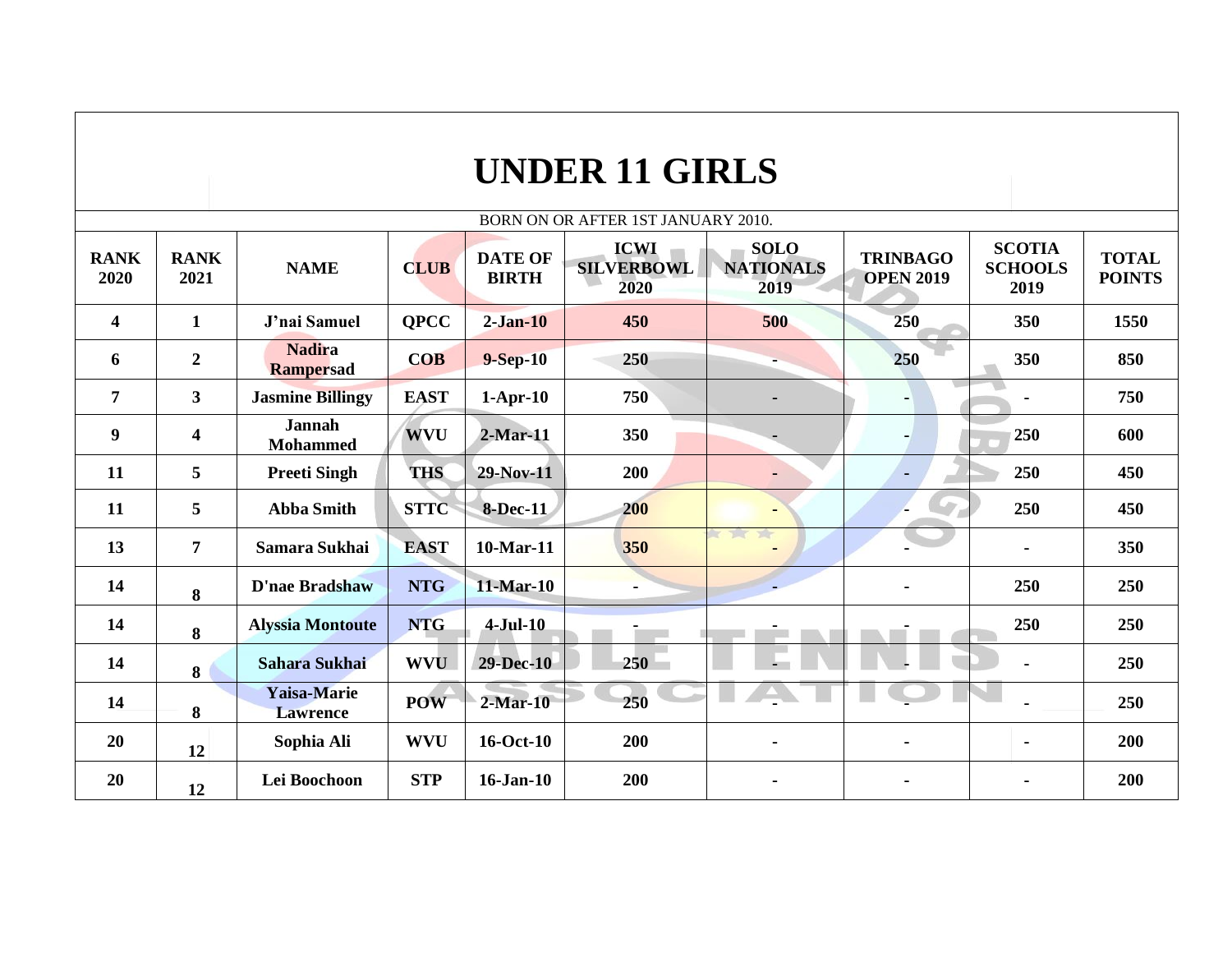# UNDER 11 GIRLS

BORN ON OR AFTER 1ST JANUARY 2010.

| RANK 2020 | RANK 2021 | NAME | CLUB | DATE OF BIRTH | ICWI SILVERBOWL 2020 | SOLO NATIONALS 2019 | TRINBAGO OPEN 2019 | SCOTIA SCHOOLS 2019 | TOTAL POINTS |
|---|---|---|---|---|---|---|---|---|---|
| 4 | 1 | J'nai Samuel | QPCC | 2-Jan-10 | 450 | 500 | 250 | 350 | 1550 |
| 6 | 2 | Nadira Rampersad | COB | 9-Sep-10 | 250 | - | 250 | 350 | 850 |
| 7 | 3 | Jasmine Billingy | EAST | 1-Apr-10 | 750 | - | - | - | 750 |
| 9 | 4 | Jannah Mohammed | WVU | 2-Mar-11 | 350 | - | - | 250 | 600 |
| 11 | 5 | Preeti Singh | THS | 29-Nov-11 | 200 | - | - | 250 | 450 |
| 11 | 5 | Abba Smith | STTC | 8-Dec-11 | 200 | - | - | 250 | 450 |
| 13 | 7 | Samara Sukhai | EAST | 10-Mar-11 | 350 | - | - | - | 350 |
| 14 | 8 | D'nae Bradshaw | NTG | 11-Mar-10 | - | - | - | 250 | 250 |
| 14 | 8 | Alyssia Montoute | NTG | 4-Jul-10 | - | - | - | 250 | 250 |
| 14 | 8 | Sahara Sukhai | WVU | 29-Dec-10 | 250 | - | - | - | 250 |
| 14 | 8 | Yaisa-Marie Lawrence | POW | 2-Mar-10 | 250 | - | - | - | 250 |
| 20 | 12 | Sophia Ali | WVU | 16-Oct-10 | 200 | - | - | - | 200 |
| 20 | 12 | Lei Boochoon | STP | 16-Jan-10 | 200 | - | - | - | 200 |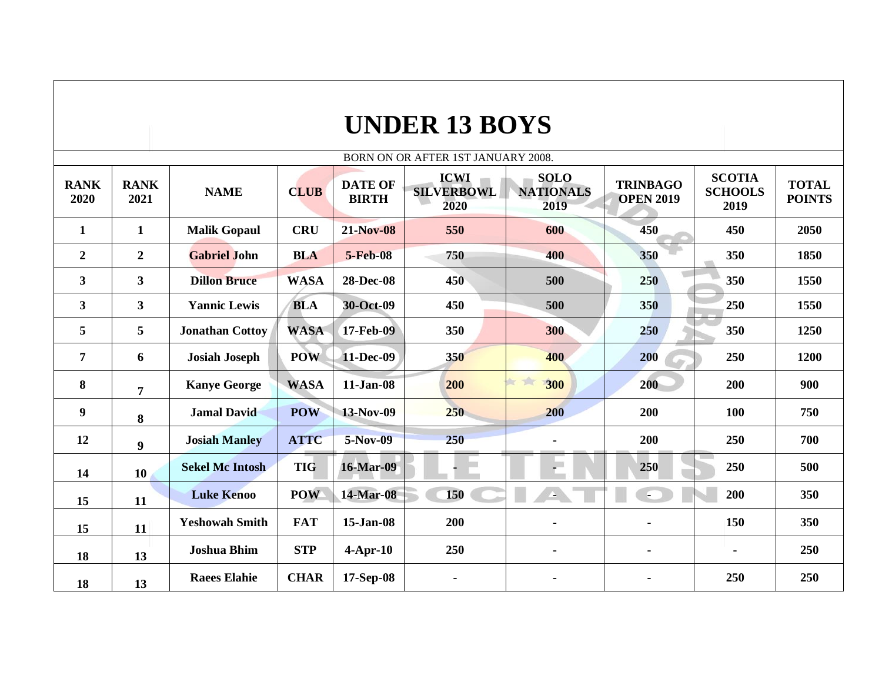# UNDER 13 BOYS

BORN ON OR AFTER 1ST JANUARY 2008.

| RANK 2020 | RANK 2021 | NAME | CLUB | DATE OF BIRTH | ICWI SILVERBOWL 2020 | SOLO NATIONALS 2019 | TRINBAGO OPEN 2019 | SCOTIA SCHOOLS 2019 | TOTAL POINTS |
|---|---|---|---|---|---|---|---|---|---|
| 1 | 1 | Malik Gopaul | CRU | 21-Nov-08 | 550 | 600 | 450 | 450 | 2050 |
| 2 | 2 | Gabriel John | BLA | 5-Feb-08 | 750 | 400 | 350 | 350 | 1850 |
| 3 | 3 | Dillon Bruce | WASA | 28-Dec-08 | 450 | 500 | 250 | 350 | 1550 |
| 3 | 3 | Yannic Lewis | BLA | 30-Oct-09 | 450 | 500 | 350 | 250 | 1550 |
| 5 | 5 | Jonathan Cottoy | WASA | 17-Feb-09 | 350 | 300 | 250 | 350 | 1250 |
| 7 | 6 | Josiah Joseph | POW | 11-Dec-09 | 350 | 400 | 200 | 250 | 1200 |
| 8 | 7 | Kanye George | WASA | 11-Jan-08 | 200 | 300 | 200 | 200 | 900 |
| 9 | 8 | Jamal David | POW | 13-Nov-09 | 250 | 200 | 200 | 100 | 750 |
| 12 | 9 | Josiah Manley | ATTC | 5-Nov-09 | 250 | - | 200 | 250 | 700 |
| 14 | 10 | Sekel Mc Intosh | TIG | 16-Mar-09 | - | - | 250 | 250 | 500 |
| 15 | 11 | Luke Kenoo | POW | 14-Mar-08 | 150 | - | - | 200 | 350 |
| 15 | 11 | Yeshowah Smith | FAT | 15-Jan-08 | 200 | - | - | 150 | 350 |
| 18 | 13 | Joshua Bhim | STP | 4-Apr-10 | 250 | - | - | - | 250 |
| 18 | 13 | Raees Elahie | CHAR | 17-Sep-08 | - | - | - | 250 | 250 |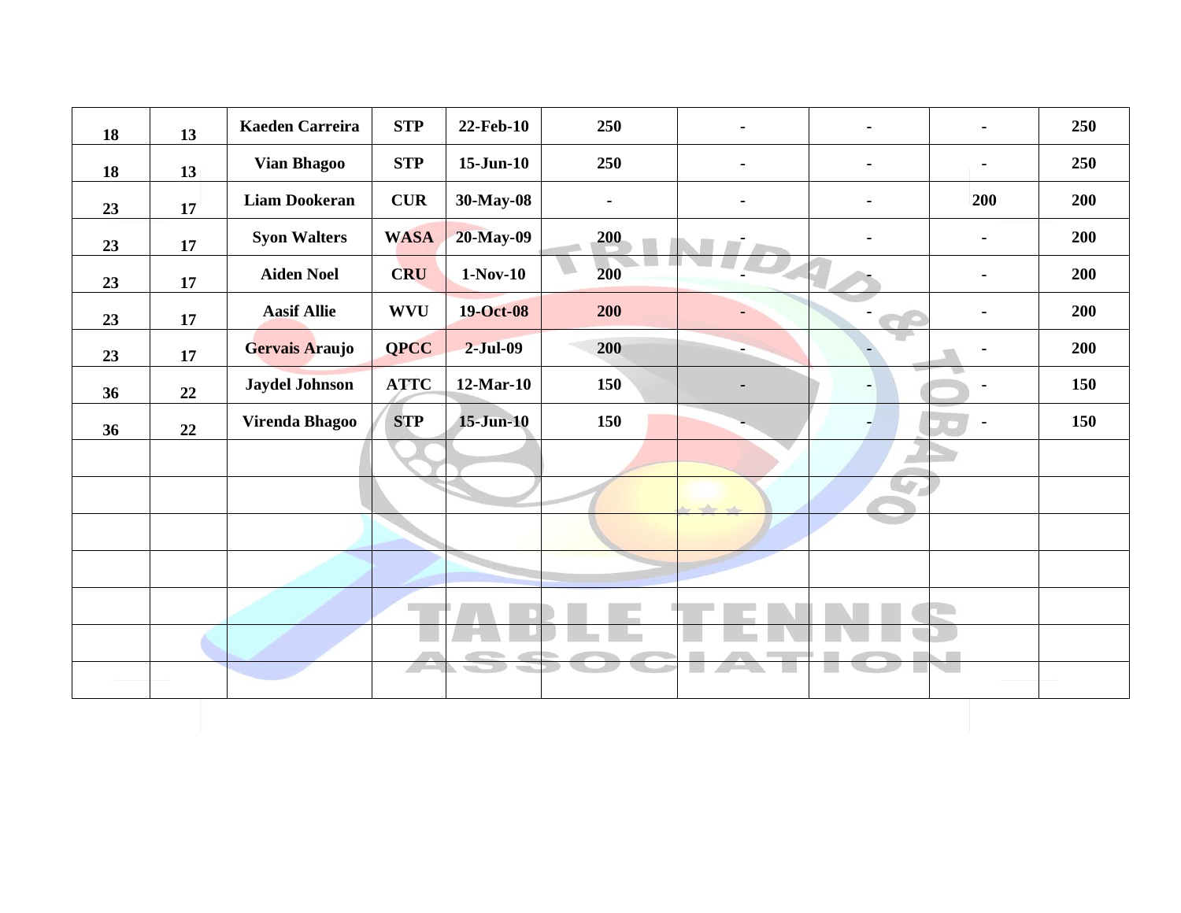| | | | | | | | | | |
|---|---|---|---|---|---|---|---|---|---|
| 18 | 13 | Kaeden Carreira | STP | 22-Feb-10 | 250 | - | - | - | 250 |
| 18 | 13 | Vian Bhagoo | STP | 15-Jun-10 | 250 | - | - | - | 250 |
| 23 | 17 | Liam Dookeran | CUR | 30-May-08 | - | - | - | 200 | 200 |
| 23 | 17 | Syon Walters | WASA | 20-May-09 | 200 | - | - | - | 200 |
| 23 | 17 | Aiden Noel | CRU | 1-Nov-10 | 200 | - | - | - | 200 |
| 23 | 17 | Aasif Allie | WVU | 19-Oct-08 | 200 | - | - | - | 200 |
| 23 | 17 | Gervais Araujo | QPCC | 2-Jul-09 | 200 | - | - | - | 200 |
| 36 | 22 | Jaydel Johnson | ATTC | 12-Mar-10 | 150 | - | - | - | 150 |
| 36 | 22 | Virenda Bhagoo | STP | 15-Jun-10 | 150 | - | - | - | 150 |
| | | | | | | | | | |
| | | | | | | | | | |
| | | | | | | | | | |
| | | | | | | | | | |
| | | | | | | | | | |
| | | | | | | | | | |
| | | | | | | | | | |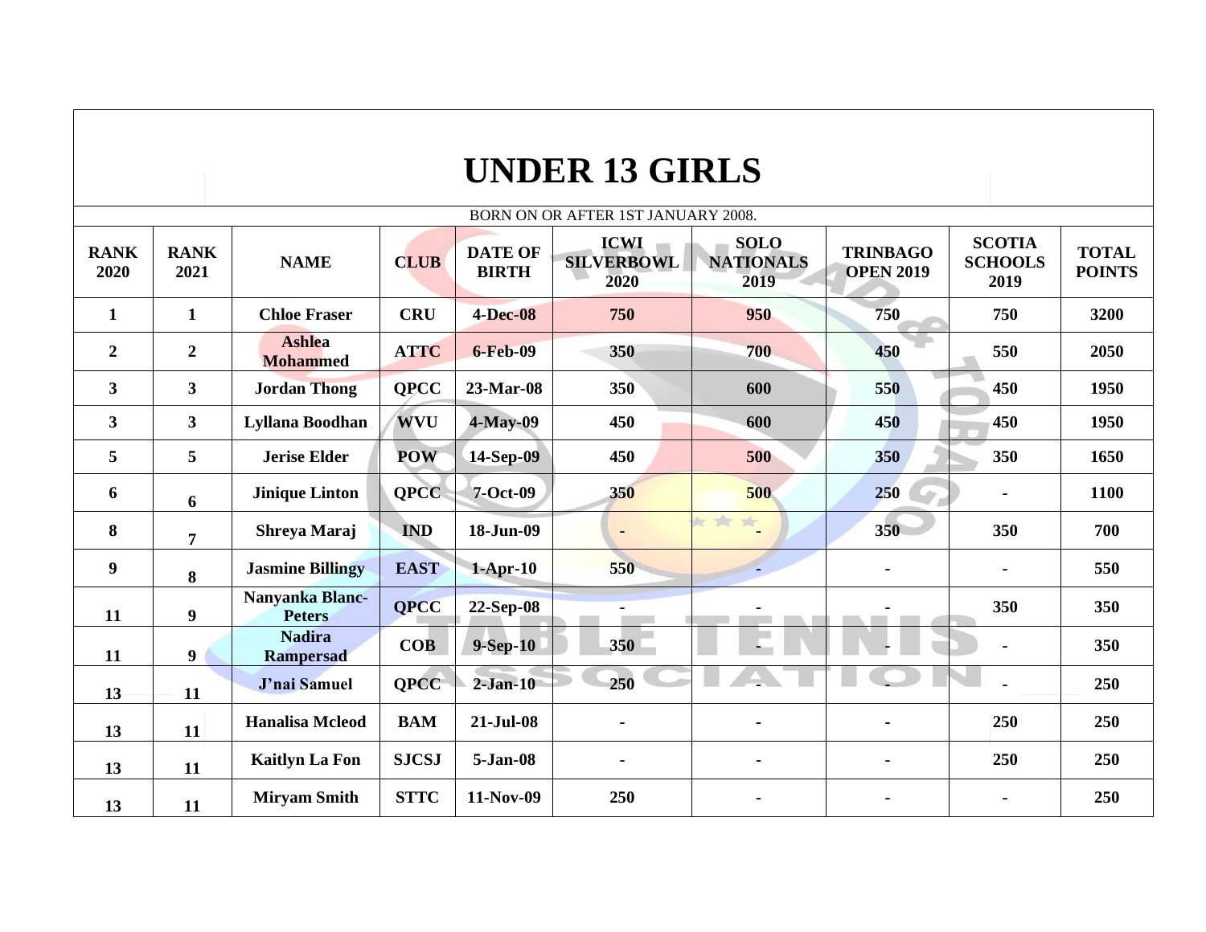# UNDER 13 GIRLS

BORN ON OR AFTER 1ST JANUARY 2008.

| RANK 2020 | RANK 2021 | NAME | CLUB | DATE OF BIRTH | ICWI SILVERBOWL 2020 | SOLO NATIONALS 2019 | TRINBAGO OPEN 2019 | SCOTIA SCHOOLS 2019 | TOTAL POINTS |
|---|---|---|---|---|---|---|---|---|---|
| 1 | 1 | Chloe Fraser | CRU | 4-Dec-08 | 750 | 950 | 750 | 750 | 3200 |
| 2 | 2 | Ashlea Mohammed | ATTC | 6-Feb-09 | 350 | 700 | 450 | 550 | 2050 |
| 3 | 3 | Jordan Thong | QPCC | 23-Mar-08 | 350 | 600 | 550 | 450 | 1950 |
| 3 | 3 | Lyllana Boodhan | WVU | 4-May-09 | 450 | 600 | 450 | 450 | 1950 |
| 5 | 5 | Jerise Elder | POW | 14-Sep-09 | 450 | 500 | 350 | 350 | 1650 |
| 6 | 6 | Jinique Linton | QPCC | 7-Oct-09 | 350 | 500 | 250 | - | 1100 |
| 8 | 7 | Shreya Maraj | IND | 18-Jun-09 | - | - | 350 | 350 | 700 |
| 9 | 8 | Jasmine Billingy | EAST | 1-Apr-10 | 550 | - | - | - | 550 |
| 11 | 9 | Nanyanka Blanc-Peters | QPCC | 22-Sep-08 | - | - | - | 350 | 350 |
| 11 | 9 | Nadira Rampersad | COB | 9-Sep-10 | 350 | - | - | - | 350 |
| 13 | 11 | J'nai Samuel | QPCC | 2-Jan-10 | 250 | - | - | - | 250 |
| 13 | 11 | Hanalisa Mcleod | BAM | 21-Jul-08 | - | - | - | 250 | 250 |
| 13 | 11 | Kaitlyn La Fon | SJCSJ | 5-Jan-08 | - | - | - | 250 | 250 |
| 13 | 11 | Miryam Smith | STTC | 11-Nov-09 | 250 | - | - | - | 250 |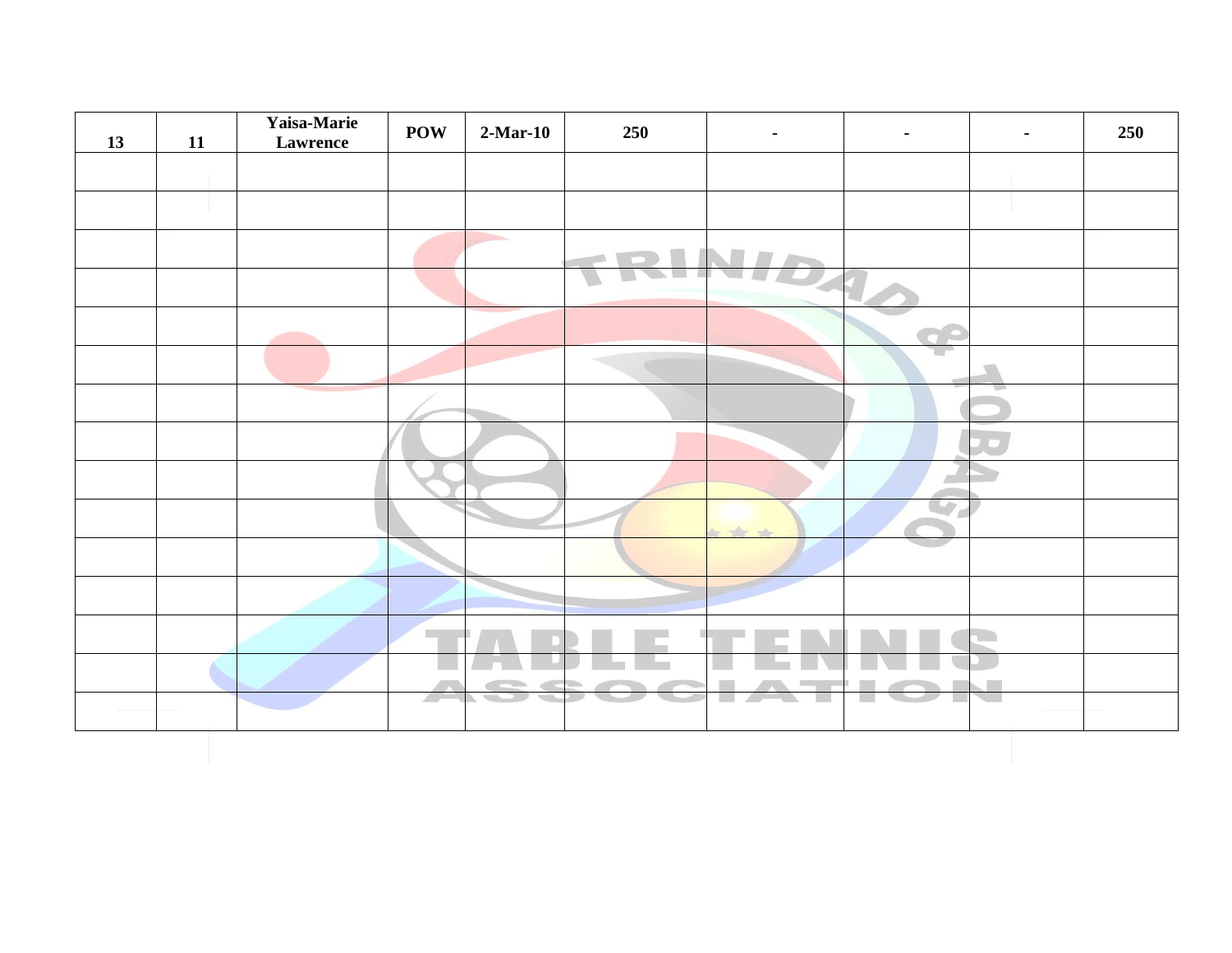| | | | | | | | | | |
|---|---|---|---|---|---|---|---|---|---|
| **13** | **11** | **Yaisa-Marie Lawrence** | **POW** | **2-Mar-10** | **250** | **-** | **-** | **-** | **250** |
| | | | | | | | | | |
| | | | | | | | | | |
| | | | | | | | | | |
| | | | | | | | | | |
| | | | | | | | | | |
| | | | | | | | | | |
| | | | | | | | | | |
| | | | | | | | | | |
| | | | | | | | | | |
| | | | | | | | | | |
| | | | | | | | | | |
| | | | | | | | | | |
| | | | | | | | | | |
| | | | | | | | | | |
| | | | | | | | | | |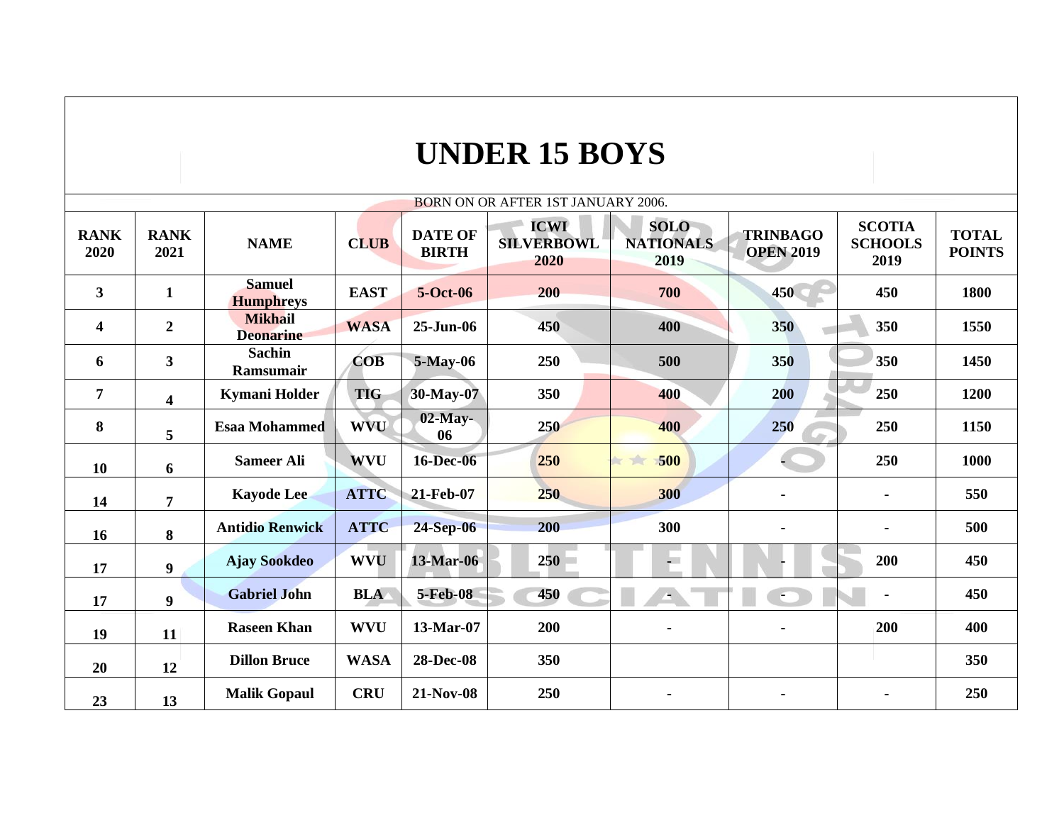# UNDER 15 BOYS

BORN ON OR AFTER 1ST JANUARY 2006.

| RANK 2020 | RANK 2021 | NAME | CLUB | DATE OF BIRTH | ICWI SILVERBOWL 2020 | SOLO NATIONALS 2019 | TRINBAGO OPEN 2019 | SCOTIA SCHOOLS 2019 | TOTAL POINTS |
|---|---|---|---|---|---|---|---|---|---|
| 3 | 1 | Samuel Humphreys | EAST | 5-Oct-06 | 200 | 700 | 450 | 450 | 1800 |
| 4 | 2 | Mikhail Deonarine | WASA | 25-Jun-06 | 450 | 400 | 350 | 350 | 1550 |
| 6 | 3 | Sachin Ramsumair | COB | 5-May-06 | 250 | 500 | 350 | 350 | 1450 |
| 7 | 4 | Kymani Holder | TIG | 30-May-07 | 350 | 400 | 200 | 250 | 1200 |
| 8 | 5 | Esaa Mohammed | WVU | 02-May-06 | 250 | 400 | 250 | 250 | 1150 |
| 10 | 6 | Sameer Ali | WVU | 16-Dec-06 | 250 | 500 | - | 250 | 1000 |
| 14 | 7 | Kayode Lee | ATTC | 21-Feb-07 | 250 | 300 | - | - | 550 |
| 16 | 8 | Antidio Renwick | ATTC | 24-Sep-06 | 200 | 300 | - | - | 500 |
| 17 | 9 | Ajay Sookdeo | WVU | 13-Mar-06 | 250 | - | - | 200 | 450 |
| 17 | 9 | Gabriel John | BLA | 5-Feb-08 | 450 | - | - | - | 450 |
| 19 | 11 | Raseen Khan | WVU | 13-Mar-07 | 200 | - | - | 200 | 400 |
| 20 | 12 | Dillon Bruce | WASA | 28-Dec-08 | 350 | | | | 350 |
| 23 | 13 | Malik Gopaul | CRU | 21-Nov-08 | 250 | - | - | - | 250 |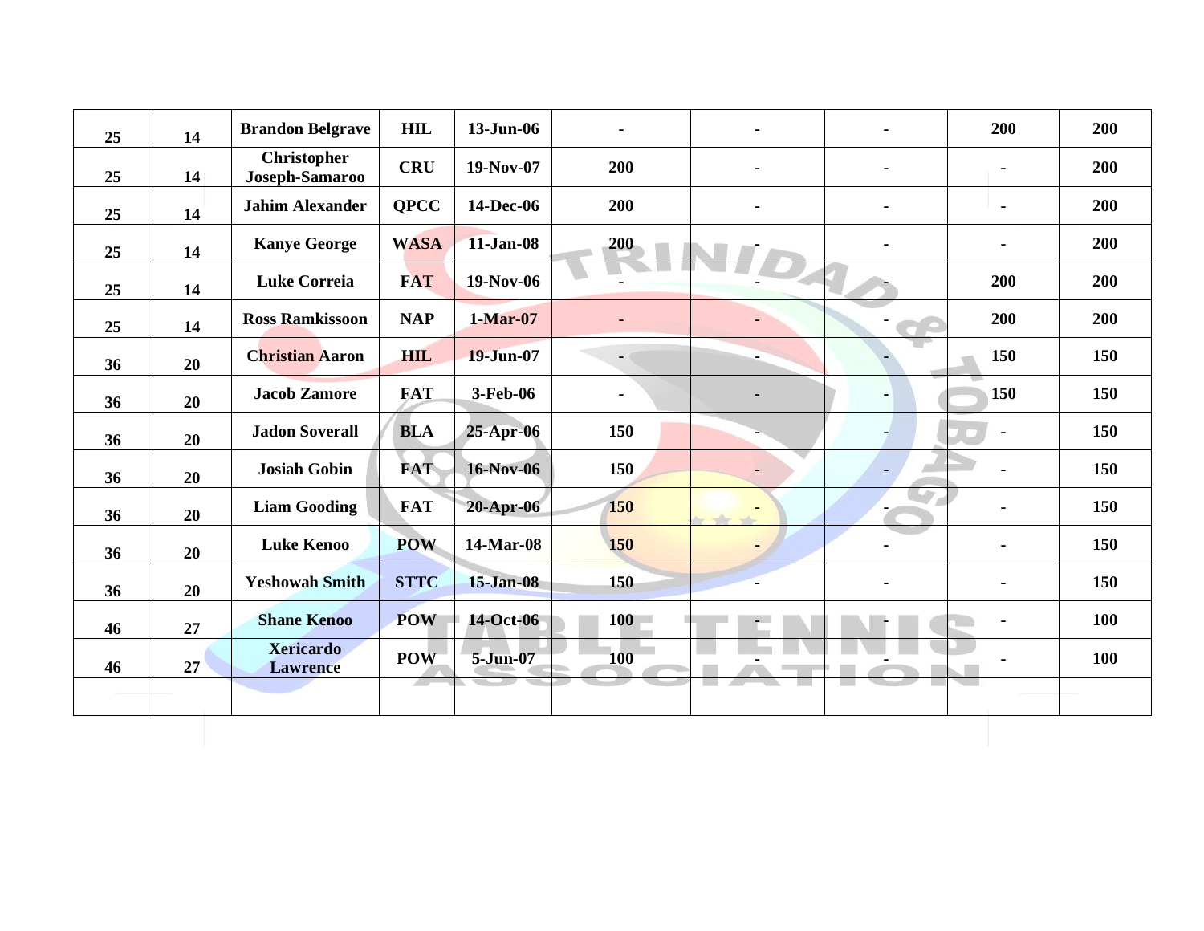|  |  |  |  |  |  |  |  |  |  |
|---|---|---|---|---|---|---|---|---|---|
| 25 | 14 | Brandon Belgrave | HIL | 13-Jun-06 | - | - | - | 200 | 200 |
| 25 | 14 | Christopher Joseph-Samaroo | CRU | 19-Nov-07 | 200 | - | - | - | 200 |
| 25 | 14 | Jahim Alexander | QPCC | 14-Dec-06 | 200 | - | - | - | 200 |
| 25 | 14 | Kanye George | WASA | 11-Jan-08 | 200 | - | - | - | 200 |
| 25 | 14 | Luke Correia | FAT | 19-Nov-06 | - | - | - | 200 | 200 |
| 25 | 14 | Ross Ramkissoon | NAP | 1-Mar-07 | - | - | - | 200 | 200 |
| 36 | 20 | Christian Aaron | HIL | 19-Jun-07 | - | - | - | 150 | 150 |
| 36 | 20 | Jacob Zamore | FAT | 3-Feb-06 | - | - | - | 150 | 150 |
| 36 | 20 | Jadon Soverall | BLA | 25-Apr-06 | 150 | - | - | - | 150 |
| 36 | 20 | Josiah Gobin | FAT | 16-Nov-06 | 150 | - | - | - | 150 |
| 36 | 20 | Liam Gooding | FAT | 20-Apr-06 | 150 | - | - | - | 150 |
| 36 | 20 | Luke Kenoo | POW | 14-Mar-08 | 150 | - | - | - | 150 |
| 36 | 20 | Yeshowah Smith | STTC | 15-Jan-08 | 150 | - | - | - | 150 |
| 46 | 27 | Shane Kenoo | POW | 14-Oct-06 | 100 | - | - | - | 100 |
| 46 | 27 | Xericardo Lawrence | POW | 5-Jun-07 | 100 | - | - | - | 100 |
|  |  |  |  |  |  |  |  |  |  |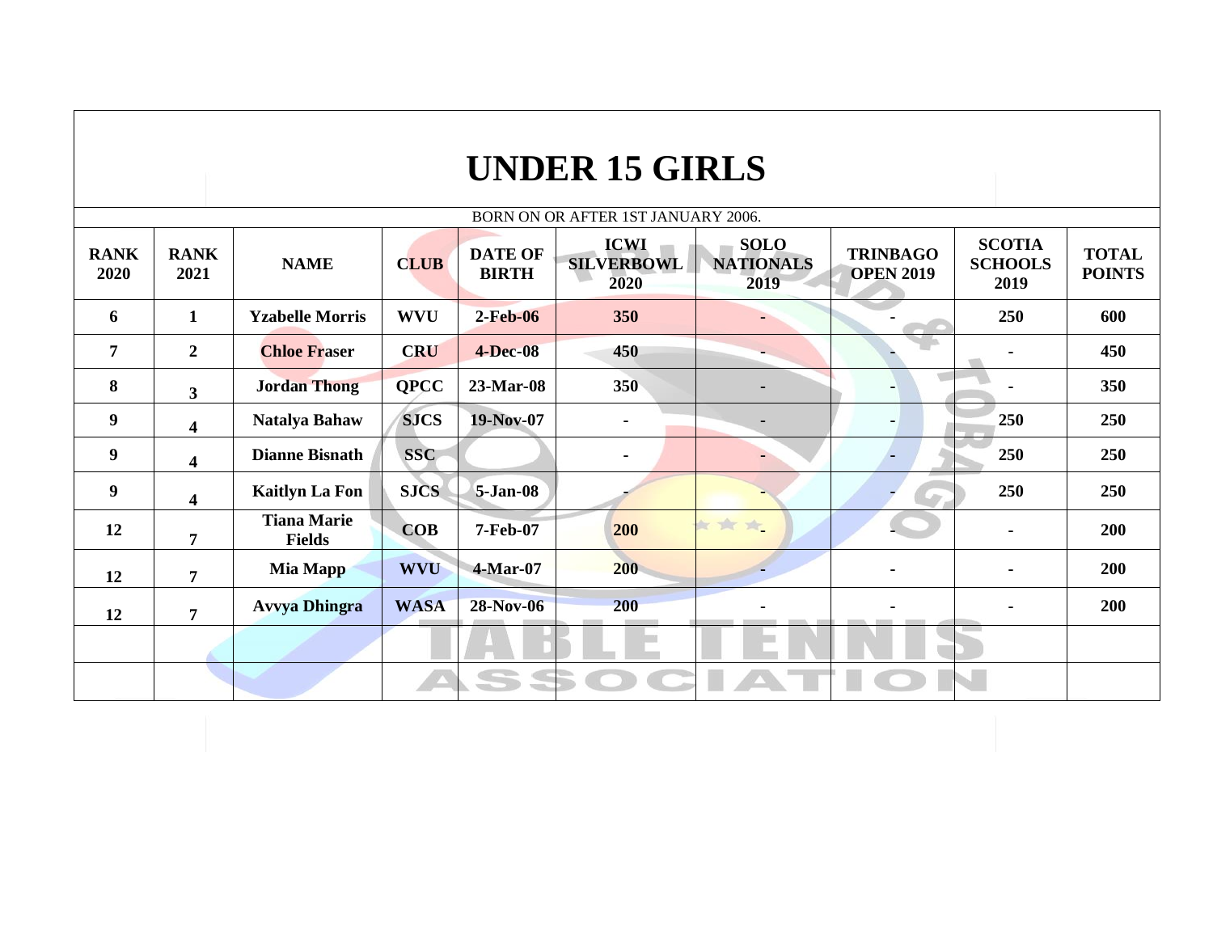# UNDER 15 GIRLS

BORN ON OR AFTER 1ST JANUARY 2006.

| RANK 2020 | RANK 2021 | NAME | CLUB | DATE OF BIRTH | ICWI SILVERBOWL 2020 | SOLO NATIONALS 2019 | TRINBAGO OPEN 2019 | SCOTIA SCHOOLS 2019 | TOTAL POINTS |
|---|---|---|---|---|---|---|---|---|---|
| 6 | 1 | Yzabelle Morris | WVU | 2-Feb-06 | 350 | - | - | 250 | 600 |
| 7 | 2 | Chloe Fraser | CRU | 4-Dec-08 | 450 | - | - | - | 450 |
| 8 | 3 | Jordan Thong | QPCC | 23-Mar-08 | 350 | - | - | - | 350 |
| 9 | 4 | Natalya Bahaw | SJCS | 19-Nov-07 | - | - | - | 250 | 250 |
| 9 | 4 | Dianne Bisnath | SSC | | - | - | - | 250 | 250 |
| 9 | 4 | Kaitlyn La Fon | SJCS | 5-Jan-08 | - | - | - | 250 | 250 |
| 12 | 7 | Tiana Marie Fields | COB | 7-Feb-07 | 200 | - | - | - | 200 |
| 12 | 7 | Mia Mapp | WVU | 4-Mar-07 | 200 | - | - | - | 200 |
| 12 | 7 | Avvya Dhingra | WASA | 28-Nov-06 | 200 | - | - | - | 200 |
| | | | | | | | | | |
| | | | | | | | | | |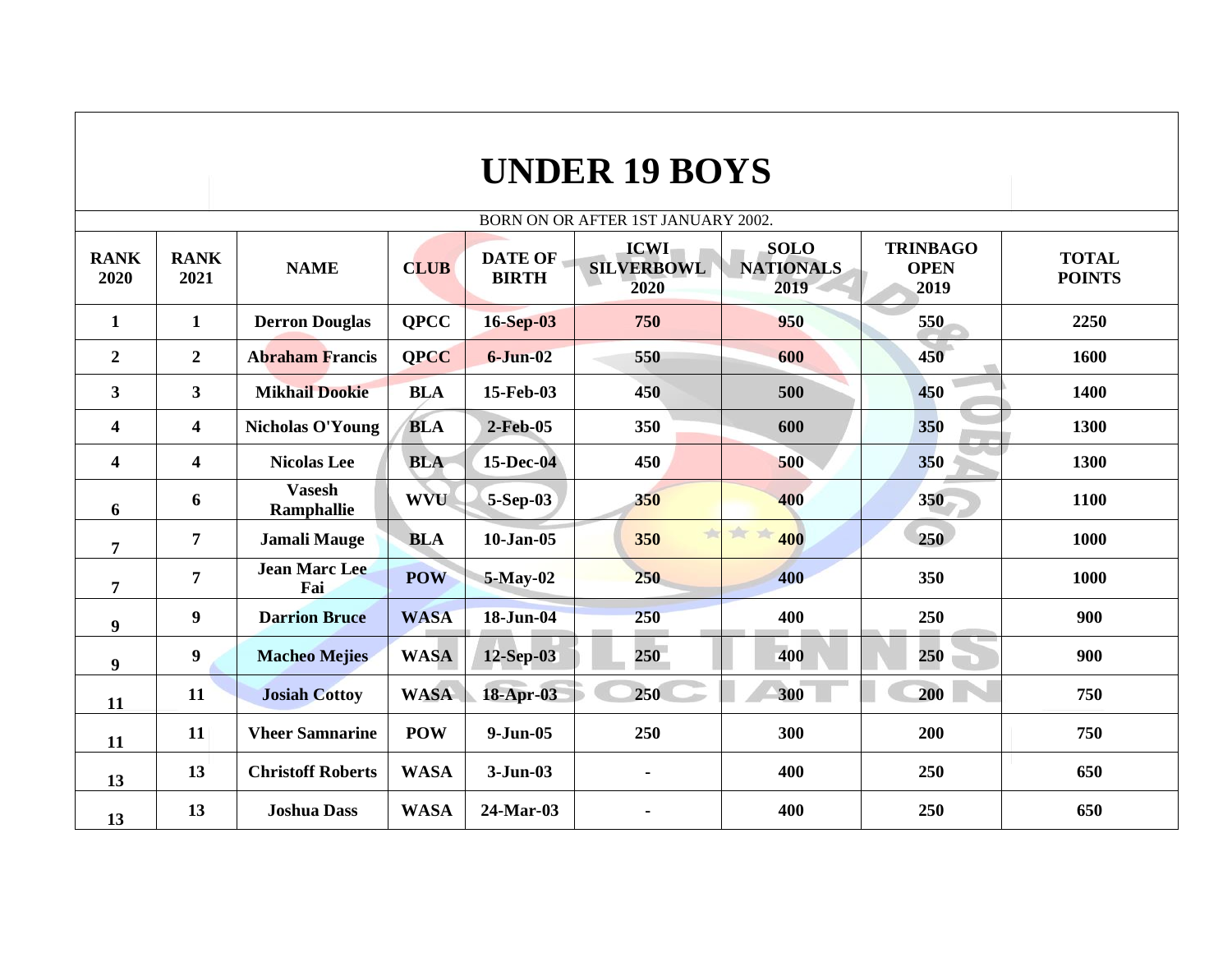# UNDER 19 BOYS

BORN ON OR AFTER 1ST JANUARY 2002.

| RANK 2020 | RANK 2021 | NAME | CLUB | DATE OF BIRTH | ICWI SILVERBOWL 2020 | SOLO NATIONALS 2019 | TRINBAGO OPEN 2019 | TOTAL POINTS |
|---|---|---|---|---|---|---|---|---|
| 1 | 1 | Derron Douglas | QPCC | 16-Sep-03 | 750 | 950 | 550 | 2250 |
| 2 | 2 | Abraham Francis | QPCC | 6-Jun-02 | 550 | 600 | 450 | 1600 |
| 3 | 3 | Mikhail Dookie | BLA | 15-Feb-03 | 450 | 500 | 450 | 1400 |
| 4 | 4 | Nicholas O'Young | BLA | 2-Feb-05 | 350 | 600 | 350 | 1300 |
| 4 | 4 | Nicolas Lee | BLA | 15-Dec-04 | 450 | 500 | 350 | 1300 |
| 6 | 6 | Vasesh Ramphallie | WVU | 5-Sep-03 | 350 | 400 | 350 | 1100 |
| 7 | 7 | Jamali Mauge | BLA | 10-Jan-05 | 350 | 400 | 250 | 1000 |
| 7 | 7 | Jean Marc Lee Fai | POW | 5-May-02 | 250 | 400 | 350 | 1000 |
| 9 | 9 | Darrion Bruce | WASA | 18-Jun-04 | 250 | 400 | 250 | 900 |
| 9 | 9 | Macheo Mejies | WASA | 12-Sep-03 | 250 | 400 | 250 | 900 |
| 11 | 11 | Josiah Cottoy | WASA | 18-Apr-03 | 250 | 300 | 200 | 750 |
| 11 | 11 | Vheer Samnarine | POW | 9-Jun-05 | 250 | 300 | 200 | 750 |
| 13 | 13 | Christoff Roberts | WASA | 3-Jun-03 | - | 400 | 250 | 650 |
| 13 | 13 | Joshua Dass | WASA | 24-Mar-03 | - | 400 | 250 | 650 |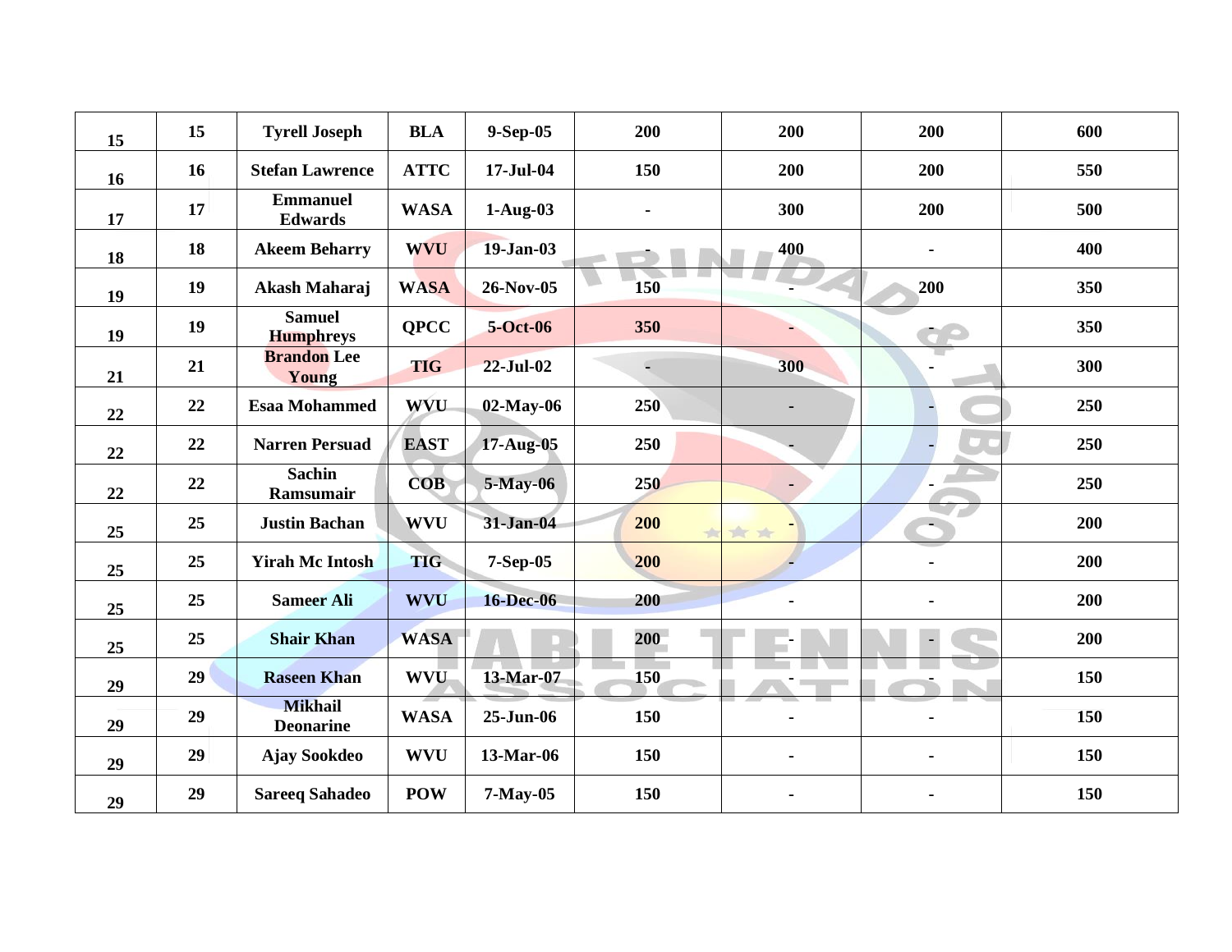| | | | | | | | | |
|---|---|---|---|---|---|---|---|---|
| 15 | 15 | Tyrell Joseph | BLA | 9-Sep-05 | 200 | 200 | 200 | 600 |
| 16 | 16 | Stefan Lawrence | ATTC | 17-Jul-04 | 150 | 200 | 200 | 550 |
| 17 | 17 | Emmanuel Edwards | WASA | 1-Aug-03 | - | 300 | 200 | 500 |
| 18 | 18 | Akeem Beharry | WVU | 19-Jan-03 | - | 400 | - | 400 |
| 19 | 19 | Akash Maharaj | WASA | 26-Nov-05 | 150 | - | 200 | 350 |
| 19 | 19 | Samuel Humphreys | QPCC | 5-Oct-06 | 350 | - | - | 350 |
| 21 | 21 | Brandon Lee Young | TIG | 22-Jul-02 | - | 300 | - | 300 |
| 22 | 22 | Esaa Mohammed | WVU | 02-May-06 | 250 | - | - | 250 |
| 22 | 22 | Narren Persuad | EAST | 17-Aug-05 | 250 | - | - | 250 |
| 22 | 22 | Sachin Ramsumair | COB | 5-May-06 | 250 | - | - | 250 |
| 25 | 25 | Justin Bachan | WVU | 31-Jan-04 | 200 | - | - | 200 |
| 25 | 25 | Yirah Mc Intosh | TIG | 7-Sep-05 | 200 | - | - | 200 |
| 25 | 25 | Sameer Ali | WVU | 16-Dec-06 | 200 | - | - | 200 |
| 25 | 25 | Shair Khan | WASA | | 200 | - | - | 200 |
| 29 | 29 | Raseen Khan | WVU | 13-Mar-07 | 150 | - | - | 150 |
| 29 | 29 | Mikhail Deonarine | WASA | 25-Jun-06 | 150 | - | - | 150 |
| 29 | 29 | Ajay Sookdeo | WVU | 13-Mar-06 | 150 | - | - | 150 |
| 29 | 29 | Sareeq Sahadeo | POW | 7-May-05 | 150 | - | - | 150 |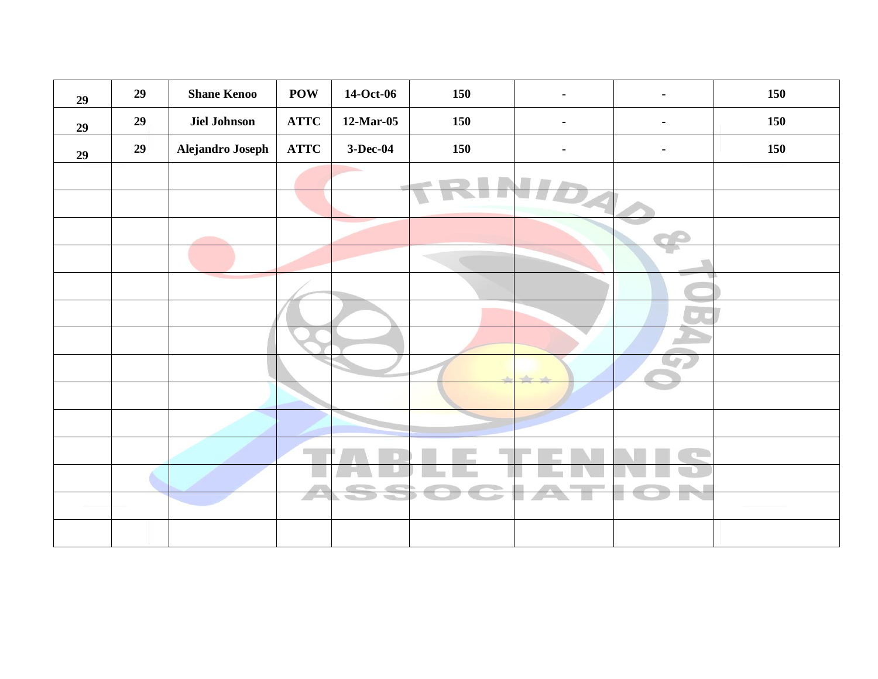| | | | | | | | | |
|---|---|---|---|---|---|---|---|---|
| **29** | **29** | **Shane Kenoo** | **POW** | **14-Oct-06** | **150** | **-** | **-** | **150** |
| **29** | **29** | **Jiel Johnson** | **ATTC** | **12-Mar-05** | **150** | **-** | **-** | **150** |
| **29** | **29** | **Alejandro Joseph** | **ATTC** | **3-Dec-04** | **150** | **-** | **-** | **150** |
| | | | | | | | | |
| | | | | | | | | |
| | | | | | | | | |
| | | | | | | | | |
| | | | | | | | | |
| | | | | | | | | |
| | | | | | | | | |
| | | | | | | | | |
| | | | | | | | | |
| | | | | | | | | |
| | | | | | | | | |
| | | | | | | | | |
| | | | | | | | | |
| | | | | | | | | |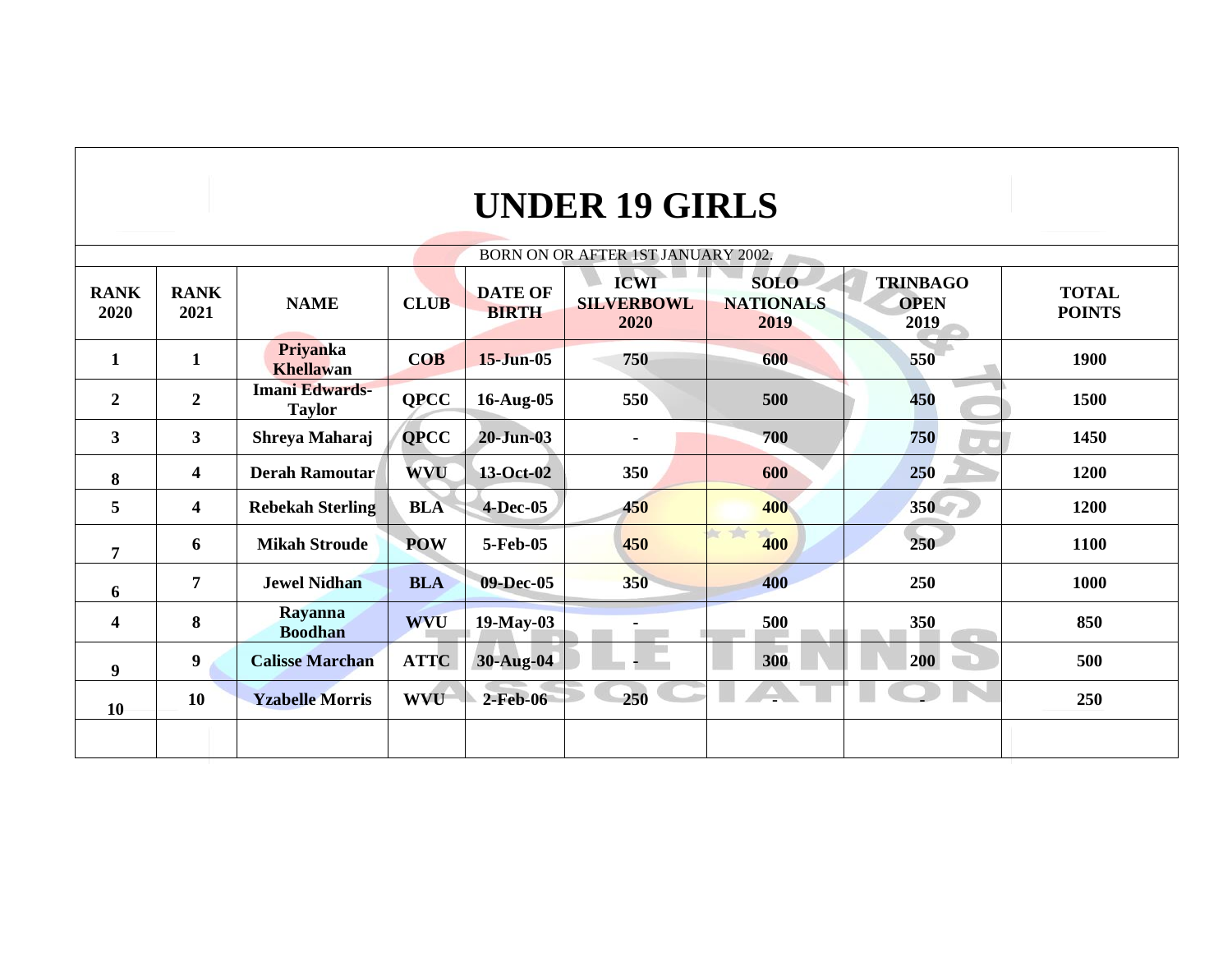# UNDER 19 GIRLS

BORN ON OR AFTER 1ST JANUARY 2002.

| RANK 2020 | RANK 2021 | NAME | CLUB | DATE OF BIRTH | ICWI SILVERBOWL 2020 | SOLO NATIONALS 2019 | TRINBAGO OPEN 2019 | TOTAL POINTS |
|---|---|---|---|---|---|---|---|---|
| 1 | 1 | Priyanka Khellawan | COB | 15-Jun-05 | 750 | 600 | 550 | 1900 |
| 2 | 2 | Imani Edwards-Taylor | QPCC | 16-Aug-05 | 550 | 500 | 450 | 1500 |
| 3 | 3 | Shreya Maharaj | QPCC | 20-Jun-03 | - | 700 | 750 | 1450 |
| 8 | 4 | Derah Ramoutar | WVU | 13-Oct-02 | 350 | 600 | 250 | 1200 |
| 5 | 4 | Rebekah Sterling | BLA | 4-Dec-05 | 450 | 400 | 350 | 1200 |
| 7 | 6 | Mikah Stroude | POW | 5-Feb-05 | 450 | 400 | 250 | 1100 |
| 6 | 7 | Jewel Nidhan | BLA | 09-Dec-05 | 350 | 400 | 250 | 1000 |
| 4 | 8 | Rayanna Boodhan | WVU | 19-May-03 | - | 500 | 350 | 850 |
| 9 | 9 | Calisse Marchan | ATTC | 30-Aug-04 | - | 300 | 200 | 500 |
| 10 | 10 | Yzabelle Morris | WVU | 2-Feb-06 | 250 | - | - | 250 |
| | | | | | | | | |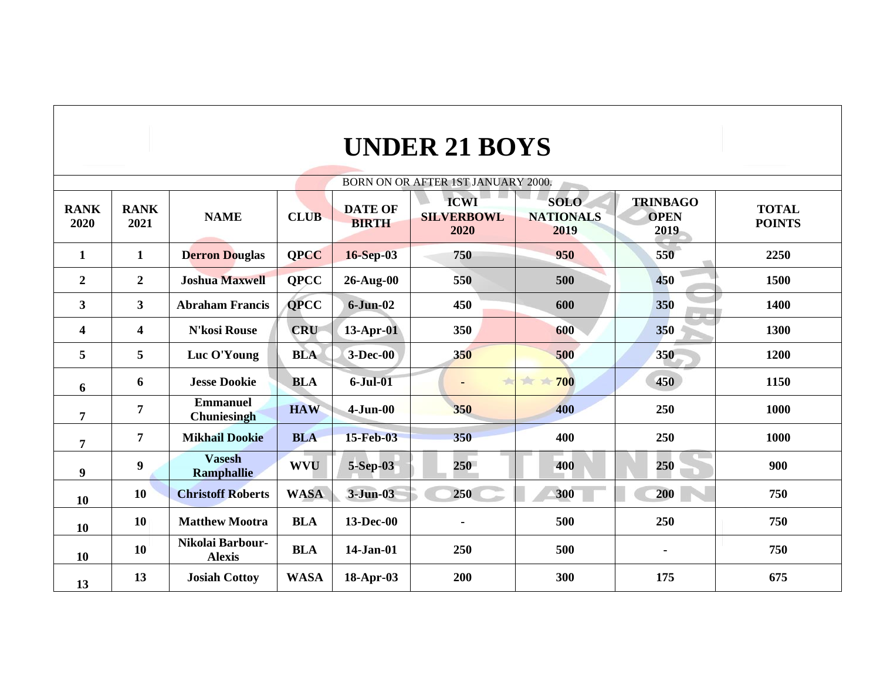# UNDER 21 BOYS

BORN ON OR AFTER 1ST JANUARY 2000.

| RANK 2020 | RANK 2021 | NAME | CLUB | DATE OF BIRTH | ICWI SILVERBOWL 2020 | SOLO NATIONALS 2019 | TRINBAGO OPEN 2019 | TOTAL POINTS |
|---|---|---|---|---|---|---|---|---|
| 1 | 1 | Derron Douglas | QPCC | 16-Sep-03 | 750 | 950 | 550 | 2250 |
| 2 | 2 | Joshua Maxwell | QPCC | 26-Aug-00 | 550 | 500 | 450 | 1500 |
| 3 | 3 | Abraham Francis | QPCC | 6-Jun-02 | 450 | 600 | 350 | 1400 |
| 4 | 4 | N'kosi Rouse | CRU | 13-Apr-01 | 350 | 600 | 350 | 1300 |
| 5 | 5 | Luc O'Young | BLA | 3-Dec-00 | 350 | 500 | 350 | 1200 |
| 6 | 6 | Jesse Dookie | BLA | 6-Jul-01 | - | 700 | 450 | 1150 |
| 7 | 7 | Emmanuel Chuniesingh | HAW | 4-Jun-00 | 350 | 400 | 250 | 1000 |
| 7 | 7 | Mikhail Dookie | BLA | 15-Feb-03 | 350 | 400 | 250 | 1000 |
| 9 | 9 | Vasesh Ramphallie | WVU | 5-Sep-03 | 250 | 400 | 250 | 900 |
| 10 | 10 | Christoff Roberts | WASA | 3-Jun-03 | 250 | 300 | 200 | 750 |
| 10 | 10 | Matthew Mootra | BLA | 13-Dec-00 | - | 500 | 250 | 750 |
| 10 | 10 | Nikolai Barbour-Alexis | BLA | 14-Jan-01 | 250 | 500 | - | 750 |
| 13 | 13 | Josiah Cottoy | WASA | 18-Apr-03 | 200 | 300 | 175 | 675 |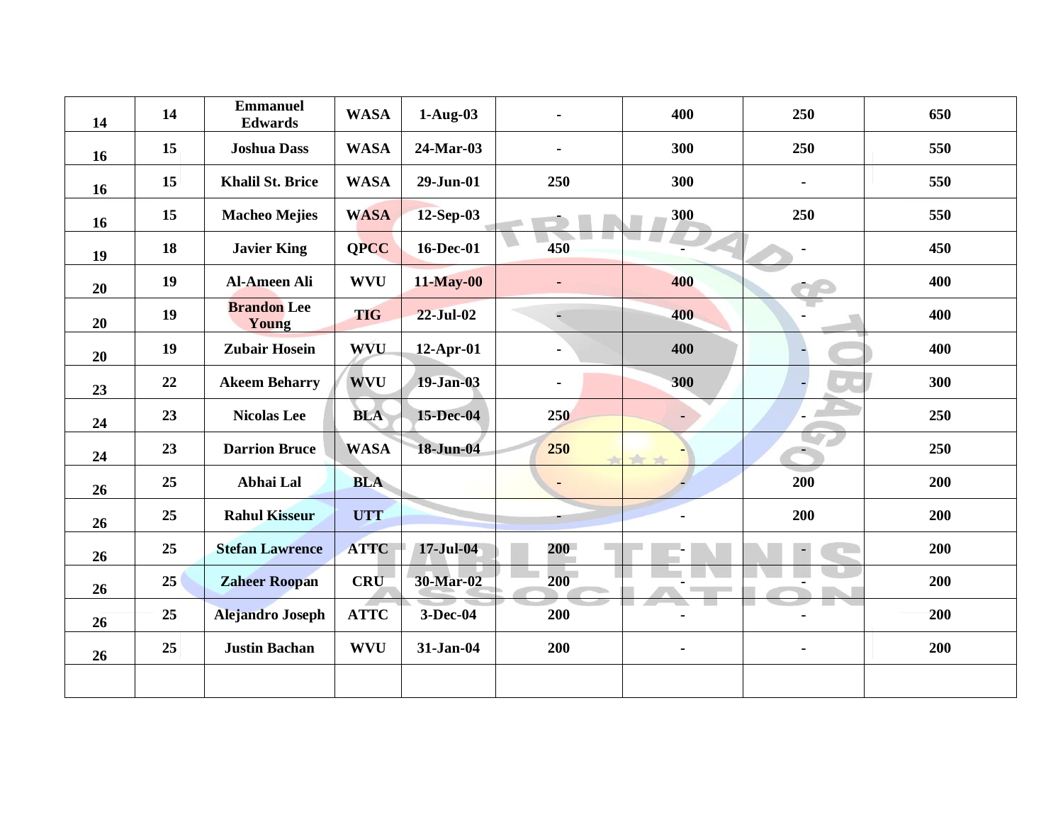| | | | | | | | | |
|---|---|---|---|---|---|---|---|---|
| 14 | 14 | Emmanuel Edwards | WASA | 1-Aug-03 | - | 400 | 250 | 650 |
| 16 | 15 | Joshua Dass | WASA | 24-Mar-03 | - | 300 | 250 | 550 |
| 16 | 15 | Khalil St. Brice | WASA | 29-Jun-01 | 250 | 300 | - | 550 |
| 16 | 15 | Macheo Mejies | WASA | 12-Sep-03 | - | 300 | 250 | 550 |
| 19 | 18 | Javier King | QPCC | 16-Dec-01 | 450 | - | - | 450 |
| 20 | 19 | Al-Ameen Ali | WVU | 11-May-00 | - | 400 | - | 400 |
| 20 | 19 | Brandon Lee Young | TIG | 22-Jul-02 | - | 400 | - | 400 |
| 20 | 19 | Zubair Hosein | WVU | 12-Apr-01 | - | 400 | - | 400 |
| 23 | 22 | Akeem Beharry | WVU | 19-Jan-03 | - | 300 | - | 300 |
| 24 | 23 | Nicolas Lee | BLA | 15-Dec-04 | 250 | - | - | 250 |
| 24 | 23 | Darrion Bruce | WASA | 18-Jun-04 | 250 | - | - | 250 |
| 26 | 25 | Abhai Lal | BLA | | - | - | 200 | 200 |
| 26 | 25 | Rahul Kisseur | UTT | | - | - | 200 | 200 |
| 26 | 25 | Stefan Lawrence | ATTC | 17-Jul-04 | 200 | - | - | 200 |
| 26 | 25 | Zaheer Roopan | CRU | 30-Mar-02 | 200 | - | - | 200 |
| 26 | 25 | Alejandro Joseph | ATTC | 3-Dec-04 | 200 | - | - | 200 |
| 26 | 25 | Justin Bachan | WVU | 31-Jan-04 | 200 | - | - | 200 |
| | | | | | | | | |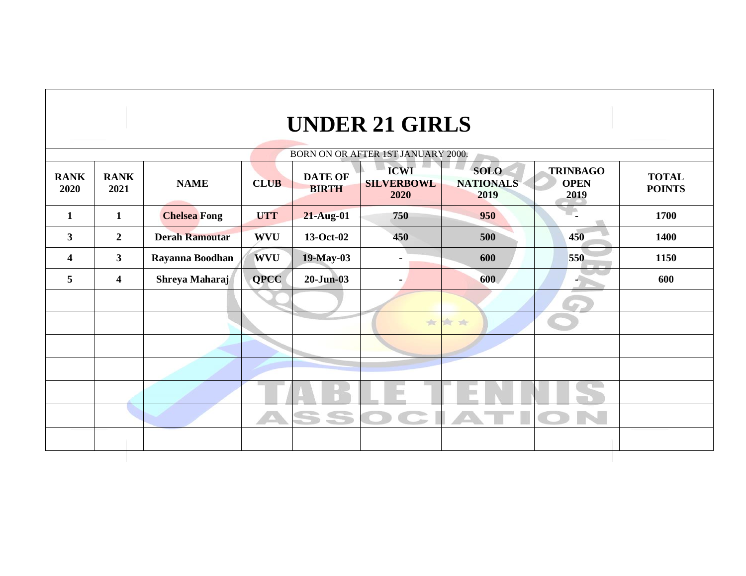# UNDER 21 GIRLS

BORN ON OR AFTER 1ST JANUARY 2000.

| RANK 2020 | RANK 2021 | NAME | CLUB | DATE OF BIRTH | ICWI SILVERBOWL 2020 | SOLO NATIONALS 2019 | TRINBAGO OPEN 2019 | TOTAL POINTS |
|---|---|---|---|---|---|---|---|---|
| 1 | 1 | Chelsea Fong | UTT | 21-Aug-01 | 750 | 950 | - | 1700 |
| 3 | 2 | Derah Ramoutar | WVU | 13-Oct-02 | 450 | 500 | 450 | 1400 |
| 4 | 3 | Rayanna Boodhan | WVU | 19-May-03 | - | 600 | 550 | 1150 |
| 5 | 4 | Shreya Maharaj | QPCC | 20-Jun-03 | - | 600 | - | 600 |
| | | | | | | | | |
| | | | | | | | | |
| | | | | | | | | |
| | | | | | | | | |
| | | | | | | | | |
| | | | | | | | | |
| | | | | | | | | |